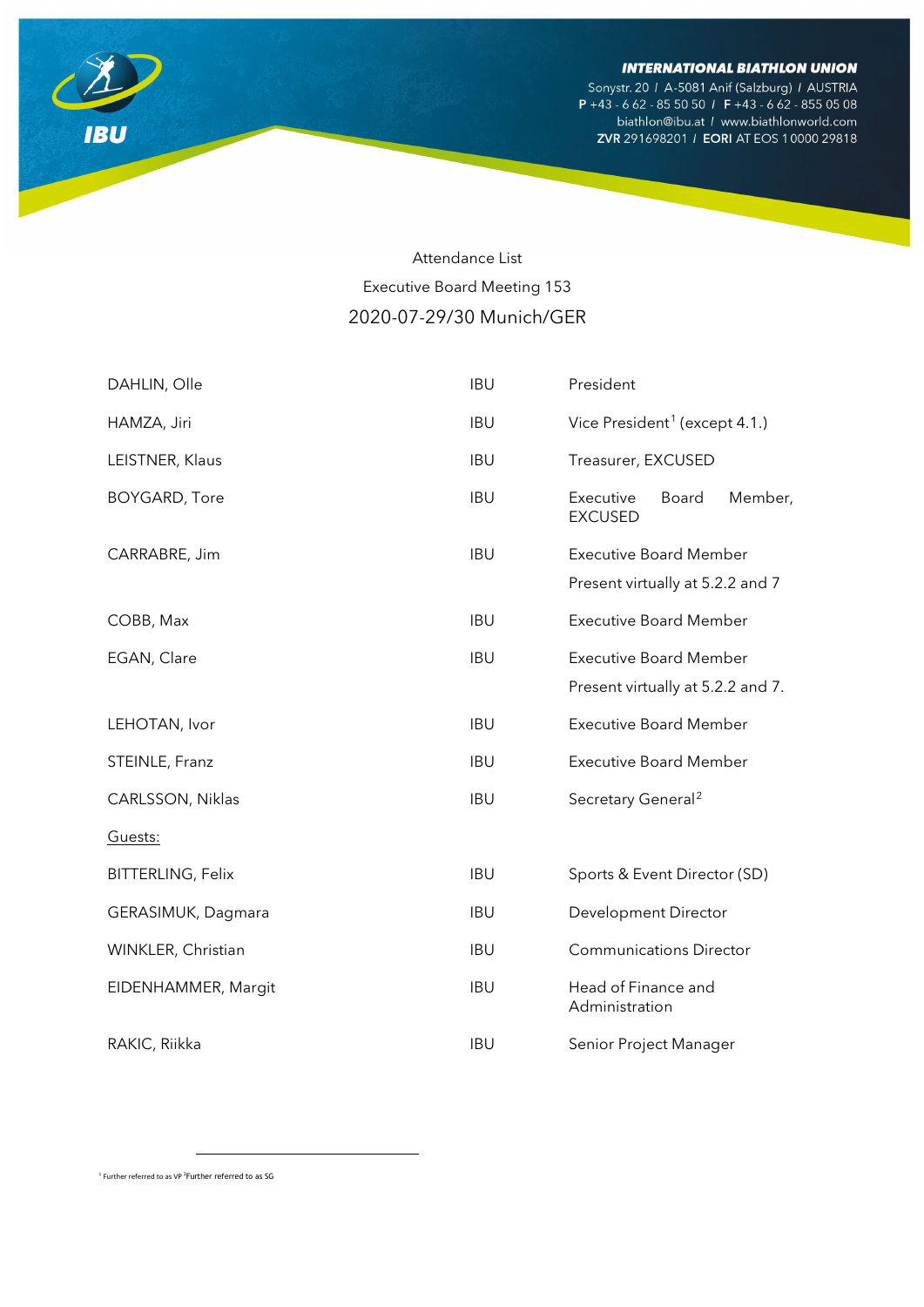INTERNATIONAL BIATHLON UNION
Sonystr. 20 / A-5081 Anif (Salzburg) / AUSTRIA
P +43 - 6 62 - 85 50 50 / F +43 - 6 62 - 855 05 08
biathlon@ibu.at / www.biathlonworld.com
ZVR 291698201 / EORI AT EOS 1 0000 29818

Attendance List

Executive Board Meeting 153

2020-07-29/30 Munich/GER

| | | |
|---|---|---|
| DAHLIN, Olle | IBU | President |
| HAMZA, Jiri | IBU | Vice President[1] (except 4.1.) |
| LEISTNER, Klaus | IBU | Treasurer, EXCUSED |
| BOYGARD, Tore | IBU | Executive Board Member, EXCUSED |
| CARRABRE, Jim | IBU | Executive Board Member<br>Present virtually at 5.2.2 and 7 |
| COBB, Max | IBU | Executive Board Member |
| EGAN, Clare | IBU | Executive Board Member<br>Present virtually at 5.2.2 and 7. |
| LEHOTAN, Ivor | IBU | Executive Board Member |
| STEINLE, Franz | IBU | Executive Board Member |
| CARLSSON, Niklas | IBU | Secretary General[2] |
| Guests: | | |
| BITTERLING, Felix | IBU | Sports & Event Director (SD) |
| GERASIMUK, Dagmara | IBU | Development Director |
| WINKLER, Christian | IBU | Communications Director |
| EIDENHAMMER, Margit | IBU | Head of Finance and Administration |
| RAKIC, Riikka | IBU | Senior Project Manager |

[1] Further referred to as VP [2] Further referred to as SG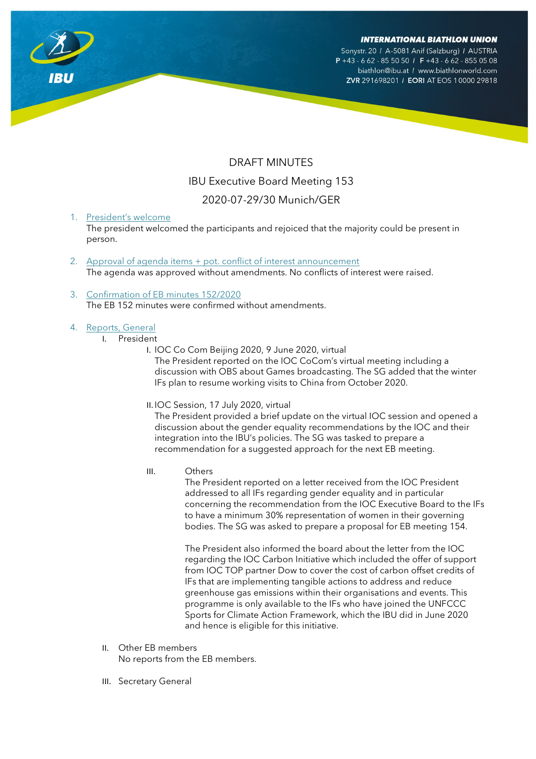DRAFT MINUTES

IBU Executive Board Meeting 153

2020-07-29/30 Munich/GER

1. President's welcome
   The president welcomed the participants and rejoiced that the majority could be present in person.

2. Approval of agenda items + pot. conflict of interest announcement
   The agenda was approved without amendments. No conflicts of interest were raised.

3. Confirmation of EB minutes 152/2020
   The EB 152 minutes were confirmed without amendments.

4. Reports, General
   I. President
      I. IOC Co Com Beijing 2020, 9 June 2020, virtual
         The President reported on the IOC CoCom's virtual meeting including a discussion with OBS about Games broadcasting. The SG added that the winter IFs plan to resume working visits to China from October 2020.

      II. IOC Session, 17 July 2020, virtual
         The President provided a brief update on the virtual IOC session and opened a discussion about the gender equality recommendations by the IOC and their integration into the IBU's policies. The SG was tasked to prepare a recommendation for a suggested approach for the next EB meeting.

      III. Others
         The President reported on a letter received from the IOC President addressed to all IFs regarding gender equality and in particular concerning the recommendation from the IOC Executive Board to the IFs to have a minimum 30% representation of women in their governing bodies. The SG was asked to prepare a proposal for EB meeting 154.

         The President also informed the board about the letter from the IOC regarding the IOC Carbon Initiative which included the offer of support from IOC TOP partner Dow to cover the cost of carbon offset credits of IFs that are implementing tangible actions to address and reduce greenhouse gas emissions within their organisations and events. This programme is only available to the IFs who have joined the UNFCCC Sports for Climate Action Framework, which the IBU did in June 2020 and hence is eligible for this initiative.

   II. Other EB members
      No reports from the EB members.

   III. Secretary General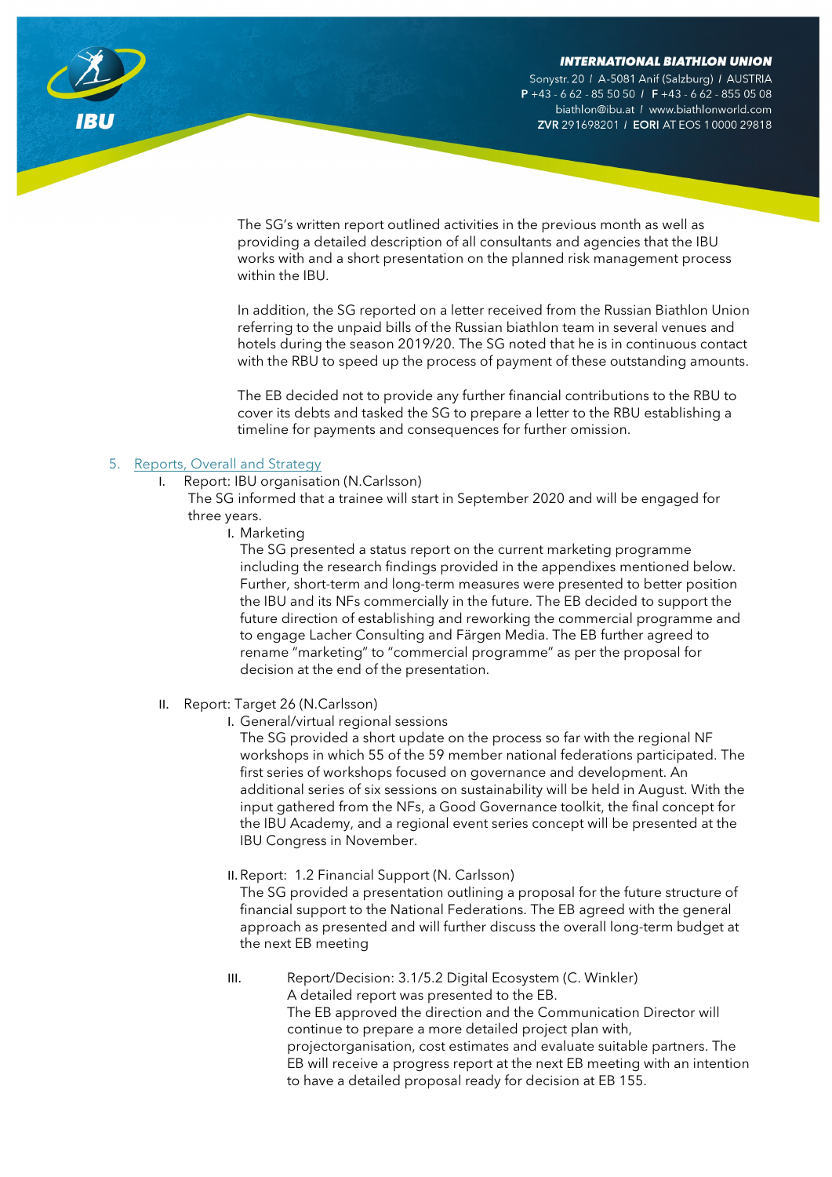The SG's written report outlined activities in the previous month as well as providing a detailed description of all consultants and agencies that the IBU works with and a short presentation on the planned risk management process within the IBU.

In addition, the SG reported on a letter received from the Russian Biathlon Union referring to the unpaid bills of the Russian biathlon team in several venues and hotels during the season 2019/20. The SG noted that he is in continuous contact with the RBU to speed up the process of payment of these outstanding amounts.

The EB decided not to provide any further financial contributions to the RBU to cover its debts and tasked the SG to prepare a letter to the RBU establishing a timeline for payments and consequences for further omission.

5. Reports, Overall and Strategy

I. Report: IBU organisation (N.Carlsson)

The SG informed that a trainee will start in September 2020 and will be engaged for three years.

I. Marketing

The SG presented a status report on the current marketing programme including the research findings provided in the appendixes mentioned below. Further, short-term and long-term measures were presented to better position the IBU and its NFs commercially in the future. The EB decided to support the future direction of establishing and reworking the commercial programme and to engage Lacher Consulting and Färgen Media. The EB further agreed to rename "marketing" to "commercial programme" as per the proposal for decision at the end of the presentation.

II. Report: Target 26 (N.Carlsson)

I. General/virtual regional sessions

The SG provided a short update on the process so far with the regional NF workshops in which 55 of the 59 member national federations participated. The first series of workshops focused on governance and development. An additional series of six sessions on sustainability will be held in August. With the input gathered from the NFs, a Good Governance toolkit, the final concept for the IBU Academy, and a regional event series concept will be presented at the IBU Congress in November.

II. Report: 1.2 Financial Support (N. Carlsson)

The SG provided a presentation outlining a proposal for the future structure of financial support to the National Federations. The EB agreed with the general approach as presented and will further discuss the overall long-term budget at the next EB meeting

III. Report/Decision: 3.1/5.2 Digital Ecosystem (C. Winkler)

A detailed report was presented to the EB.

The EB approved the direction and the Communication Director will continue to prepare a more detailed project plan with, projectorganisation, cost estimates and evaluate suitable partners. The EB will receive a progress report at the next EB meeting with an intention to have a detailed proposal ready for decision at EB 155.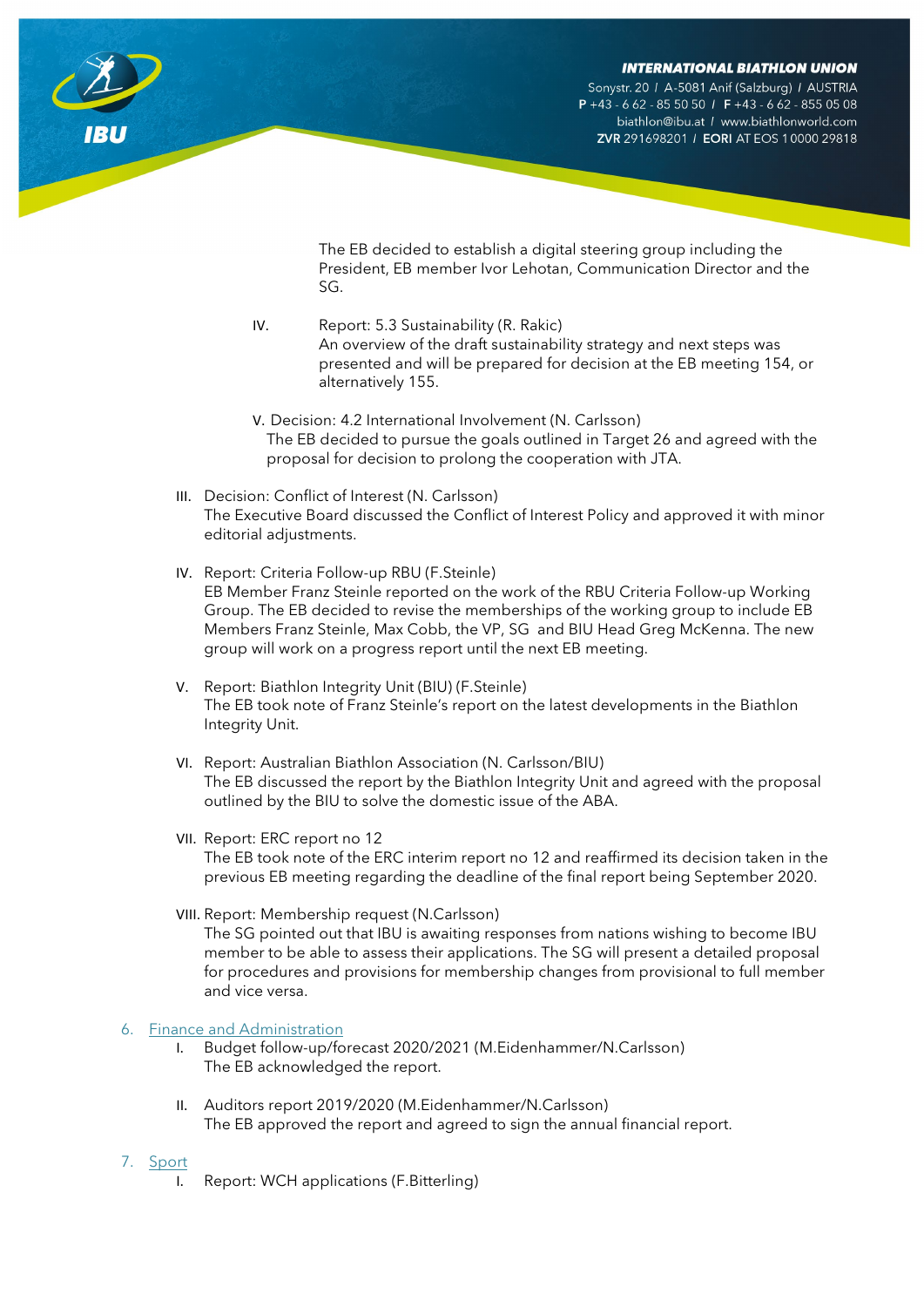The EB decided to establish a digital steering group including the President, EB member Ivor Lehotan, Communication Director and the SG.

IV. Report: 5.3 Sustainability (R. Rakic)
An overview of the draft sustainability strategy and next steps was presented and will be prepared for decision at the EB meeting 154, or alternatively 155.

V. Decision: 4.2 International Involvement (N. Carlsson)
The EB decided to pursue the goals outlined in Target 26 and agreed with the proposal for decision to prolong the cooperation with JTA.

III. Decision: Conflict of Interest (N. Carlsson)
The Executive Board discussed the Conflict of Interest Policy and approved it with minor editorial adjustments.

IV. Report: Criteria Follow-up RBU (F.Steinle)
EB Member Franz Steinle reported on the work of the RBU Criteria Follow-up Working Group. The EB decided to revise the memberships of the working group to include EB Members Franz Steinle, Max Cobb, the VP, SG and BIU Head Greg McKenna. The new group will work on a progress report until the next EB meeting.

V. Report: Biathlon Integrity Unit (BIU) (F.Steinle)
The EB took note of Franz Steinle's report on the latest developments in the Biathlon Integrity Unit.

VI. Report: Australian Biathlon Association (N. Carlsson/BIU)
The EB discussed the report by the Biathlon Integrity Unit and agreed with the proposal outlined by the BIU to solve the domestic issue of the ABA.

VII. Report: ERC report no 12
The EB took note of the ERC interim report no 12 and reaffirmed its decision taken in the previous EB meeting regarding the deadline of the final report being September 2020.

VIII. Report: Membership request (N.Carlsson)
The SG pointed out that IBU is awaiting responses from nations wishing to become IBU member to be able to assess their applications. The SG will present a detailed proposal for procedures and provisions for membership changes from provisional to full member and vice versa.

6. Finance and Administration

I. Budget follow-up/forecast 2020/2021 (M.Eidenhammer/N.Carlsson)
The EB acknowledged the report.

II. Auditors report 2019/2020 (M.Eidenhammer/N.Carlsson)
The EB approved the report and agreed to sign the annual financial report.

7. Sport

I. Report: WCH applications (F.Bitterling)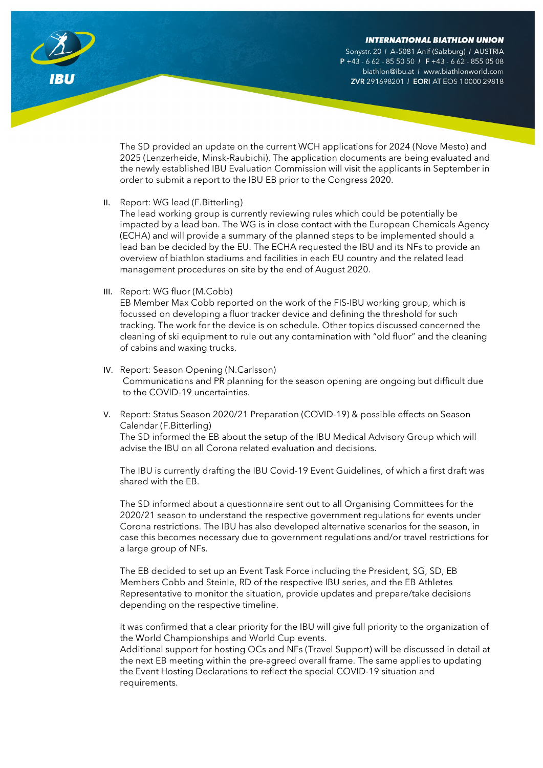The SD provided an update on the current WCH applications for 2024 (Nove Mesto) and 2025 (Lenzerheide, Minsk-Raubichi). The application documents are being evaluated and the newly established IBU Evaluation Commission will visit the applicants in September in order to submit a report to the IBU EB prior to the Congress 2020.

II. Report: WG lead (F.Bitterling)
The lead working group is currently reviewing rules which could be potentially be impacted by a lead ban. The WG is in close contact with the European Chemicals Agency (ECHA) and will provide a summary of the planned steps to be implemented should a lead ban be decided by the EU. The ECHA requested the IBU and its NFs to provide an overview of biathlon stadiums and facilities in each EU country and the related lead management procedures on site by the end of August 2020.

III. Report: WG fluor (M.Cobb)
EB Member Max Cobb reported on the work of the FIS-IBU working group, which is focussed on developing a fluor tracker device and defining the threshold for such tracking. The work for the device is on schedule. Other topics discussed concerned the cleaning of ski equipment to rule out any contamination with "old fluor" and the cleaning of cabins and waxing trucks.

IV. Report: Season Opening (N.Carlsson)
Communications and PR planning for the season opening are ongoing but difficult due to the COVID-19 uncertainties.

V. Report: Status Season 2020/21 Preparation (COVID-19) & possible effects on Season Calendar (F.Bitterling)
The SD informed the EB about the setup of the IBU Medical Advisory Group which will advise the IBU on all Corona related evaluation and decisions.

The IBU is currently drafting the IBU Covid-19 Event Guidelines, of which a first draft was shared with the EB.

The SD informed about a questionnaire sent out to all Organising Committees for the 2020/21 season to understand the respective government regulations for events under Corona restrictions. The IBU has also developed alternative scenarios for the season, in case this becomes necessary due to government regulations and/or travel restrictions for a large group of NFs.

The EB decided to set up an Event Task Force including the President, SG, SD, EB Members Cobb and Steinle, RD of the respective IBU series, and the EB Athletes Representative to monitor the situation, provide updates and prepare/take decisions depending on the respective timeline.

It was confirmed that a clear priority for the IBU will give full priority to the organization of the World Championships and World Cup events.
Additional support for hosting OCs and NFs (Travel Support) will be discussed in detail at the next EB meeting within the pre-agreed overall frame. The same applies to updating the Event Hosting Declarations to reflect the special COVID-19 situation and requirements.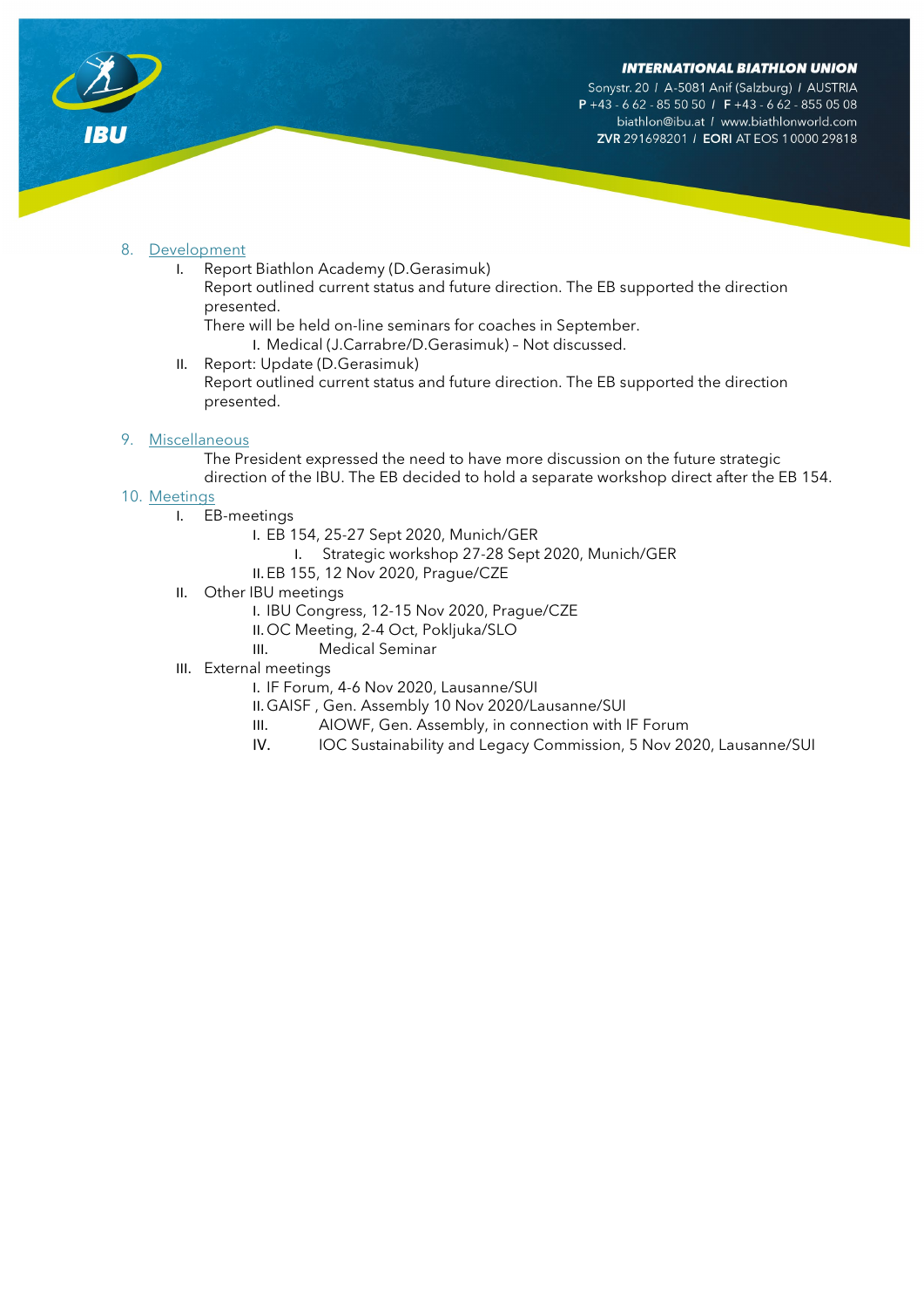8. Development
   I. Report Biathlon Academy (D.Gerasimuk)
      Report outlined current status and future direction. The EB supported the direction presented.
      There will be held on-line seminars for coaches in September.
      I. Medical (J.Carrabre/D.Gerasimuk) – Not discussed.
   II. Report: Update (D.Gerasimuk)
      Report outlined current status and future direction. The EB supported the direction presented.

9. Miscellaneous
   The President expressed the need to have more discussion on the future strategic direction of the IBU. The EB decided to hold a separate workshop direct after the EB 154.

10. Meetings
   I. EB-meetings
      I. EB 154, 25-27 Sept 2020, Munich/GER
         I. Strategic workshop 27-28 Sept 2020, Munich/GER
      II. EB 155, 12 Nov 2020, Prague/CZE
   II. Other IBU meetings
      I. IBU Congress, 12-15 Nov 2020, Prague/CZE
      II. OC Meeting, 2-4 Oct, Pokljuka/SLO
      III. Medical Seminar
   III. External meetings
      I. IF Forum, 4-6 Nov 2020, Lausanne/SUI
      II. GAISF , Gen. Assembly 10 Nov 2020/Lausanne/SUI
      III. AIOWF, Gen. Assembly, in connection with IF Forum
      IV. IOC Sustainability and Legacy Commission, 5 Nov 2020, Lausanne/SUI